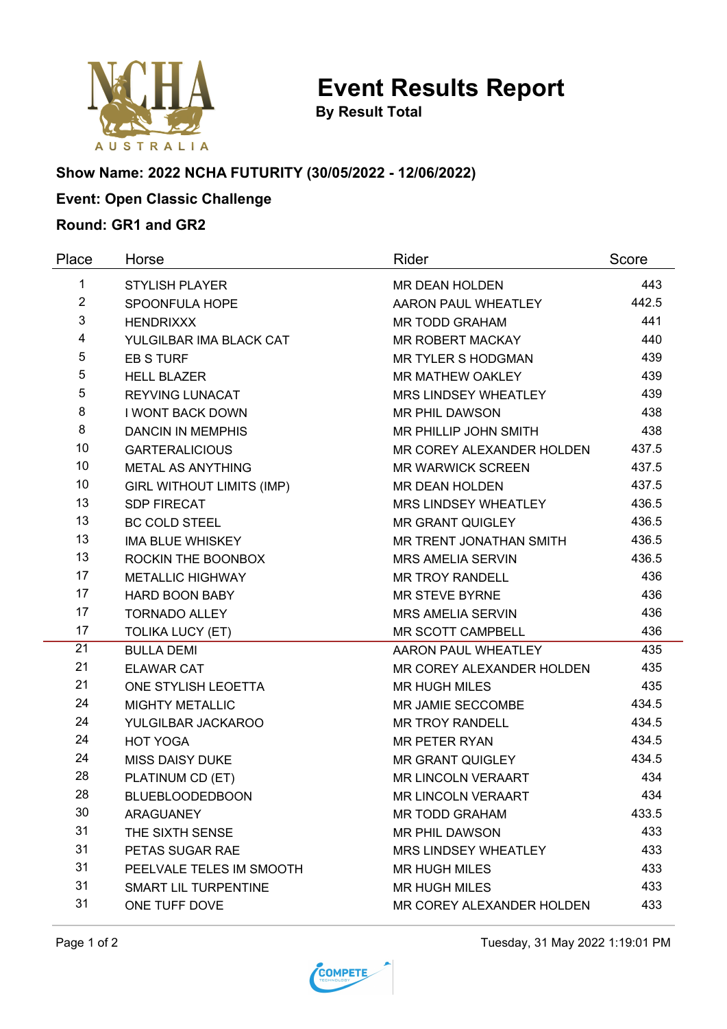# Event Results Report

**By Result Total**

**Show Name: 2022 NCHA FUTURITY (30/05/2022 - 12/06/2022)**

**Event: Open Classic Challenge**

**Round: GR1 and GR2**

| Place | Horse | Rider | Score |
|---|---|---|---|
| 1 | STYLISH PLAYER | MR DEAN HOLDEN | 443 |
| 2 | SPOONFULA HOPE | AARON PAUL WHEATLEY | 442.5 |
| 3 | HENDRIXXX | MR TODD GRAHAM | 441 |
| 4 | YULGILBAR IMA BLACK CAT | MR ROBERT MACKAY | 440 |
| 5 | EB S TURF | MR TYLER S HODGMAN | 439 |
| 5 | HELL BLAZER | MR MATHEW OAKLEY | 439 |
| 5 | REYVING LUNACAT | MRS LINDSEY WHEATLEY | 439 |
| 8 | I WONT BACK DOWN | MR PHIL DAWSON | 438 |
| 8 | DANCIN IN MEMPHIS | MR PHILLIP JOHN SMITH | 438 |
| 10 | GARTERALICIOUS | MR COREY ALEXANDER HOLDEN | 437.5 |
| 10 | METAL AS ANYTHING | MR WARWICK SCREEN | 437.5 |
| 10 | GIRL WITHOUT LIMITS (IMP) | MR DEAN HOLDEN | 437.5 |
| 13 | SDP FIRECAT | MRS LINDSEY WHEATLEY | 436.5 |
| 13 | BC COLD STEEL | MR GRANT QUIGLEY | 436.5 |
| 13 | IMA BLUE WHISKEY | MR TRENT JONATHAN SMITH | 436.5 |
| 13 | ROCKIN THE BOONBOX | MRS AMELIA SERVIN | 436.5 |
| 17 | METALLIC HIGHWAY | MR TROY RANDELL | 436 |
| 17 | HARD BOON BABY | MR STEVE BYRNE | 436 |
| 17 | TORNADO ALLEY | MRS AMELIA SERVIN | 436 |
| 17 | TOLIKA LUCY (ET) | MR SCOTT CAMPBELL | 436 |
| 21 | BULLA DEMI | AARON PAUL WHEATLEY | 435 |
| 21 | ELAWAR CAT | MR COREY ALEXANDER HOLDEN | 435 |
| 21 | ONE STYLISH LEOETTA | MR HUGH MILES | 435 |
| 24 | MIGHTY METALLIC | MR JAMIE SECCOMBE | 434.5 |
| 24 | YULGILBAR JACKAROO | MR TROY RANDELL | 434.5 |
| 24 | HOT YOGA | MR PETER RYAN | 434.5 |
| 24 | MISS DAISY DUKE | MR GRANT QUIGLEY | 434.5 |
| 28 | PLATINUM CD (ET) | MR LINCOLN VERAART | 434 |
| 28 | BLUEBLOODEDBOON | MR LINCOLN VERAART | 434 |
| 30 | ARAGUANEY | MR TODD GRAHAM | 433.5 |
| 31 | THE SIXTH SENSE | MR PHIL DAWSON | 433 |
| 31 | PETAS SUGAR RAE | MRS LINDSEY WHEATLEY | 433 |
| 31 | PEELVALE TELES IM SMOOTH | MR HUGH MILES | 433 |
| 31 | SMART LIL TURPENTINE | MR HUGH MILES | 433 |
| 31 | ONE TUFF DOVE | MR COREY ALEXANDER HOLDEN | 433 |

Tuesday, 31 May 2022 1:19:01 PM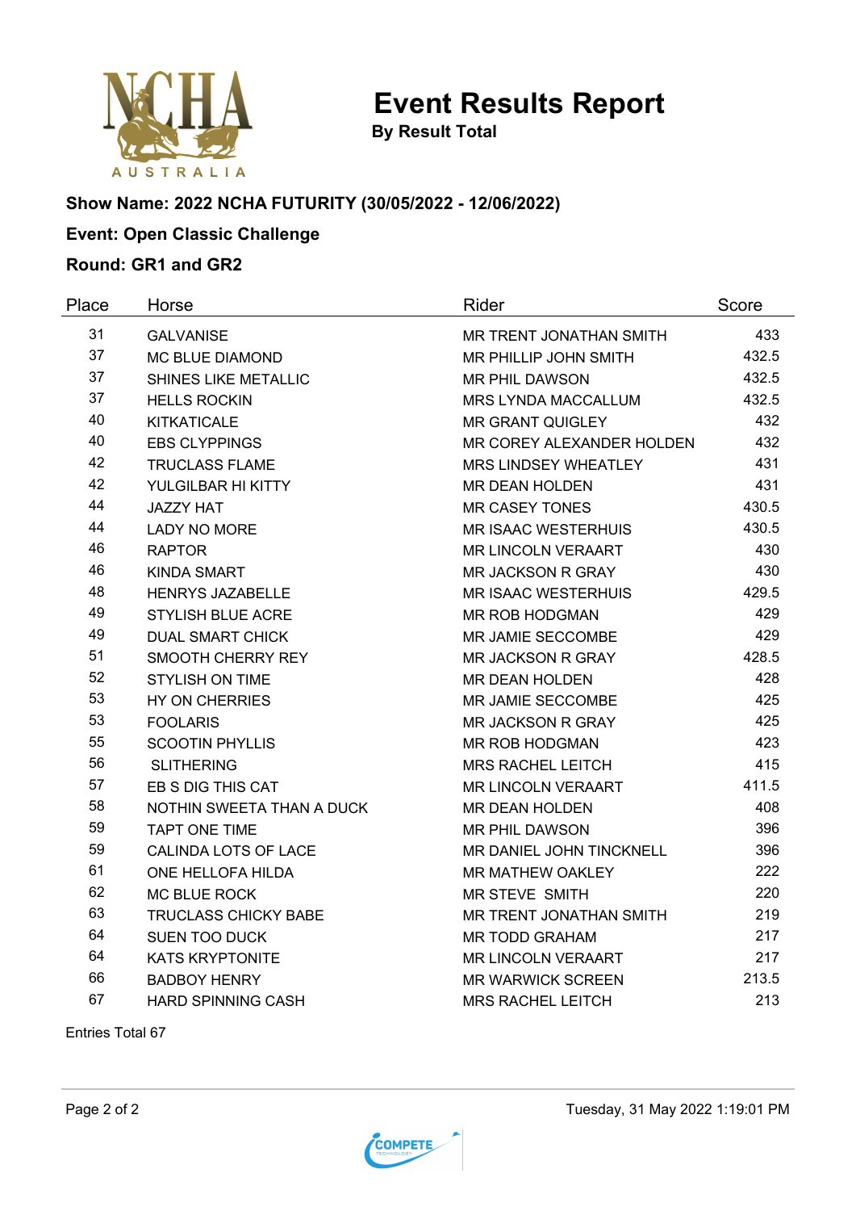# Event Results Report

**By Result Total**

**Show Name: 2022 NCHA FUTURITY (30/05/2022 - 12/06/2022)**

**Event: Open Classic Challenge**

**Round: GR1 and GR2**

| Place | Horse | Rider | Score |
|---|---|---|---|
| 31 | GALVANISE | MR TRENT JONATHAN SMITH | 433 |
| 37 | MC BLUE DIAMOND | MR PHILLIP JOHN SMITH | 432.5 |
| 37 | SHINES LIKE METALLIC | MR PHIL DAWSON | 432.5 |
| 37 | HELLS ROCKIN | MRS LYNDA MACCALLUM | 432.5 |
| 40 | KITKATICALE | MR GRANT QUIGLEY | 432 |
| 40 | EBS CLYPPINGS | MR COREY ALEXANDER HOLDEN | 432 |
| 42 | TRUCLASS FLAME | MRS LINDSEY WHEATLEY | 431 |
| 42 | YULGILBAR HI KITTY | MR DEAN HOLDEN | 431 |
| 44 | JAZZY HAT | MR CASEY TONES | 430.5 |
| 44 | LADY NO MORE | MR ISAAC WESTERHUIS | 430.5 |
| 46 | RAPTOR | MR LINCOLN VERAART | 430 |
| 46 | KINDA SMART | MR JACKSON R GRAY | 430 |
| 48 | HENRYS JAZABELLE | MR ISAAC WESTERHUIS | 429.5 |
| 49 | STYLISH BLUE ACRE | MR ROB HODGMAN | 429 |
| 49 | DUAL SMART CHICK | MR JAMIE SECCOMBE | 429 |
| 51 | SMOOTH CHERRY REY | MR JACKSON R GRAY | 428.5 |
| 52 | STYLISH ON TIME | MR DEAN HOLDEN | 428 |
| 53 | HY ON CHERRIES | MR JAMIE SECCOMBE | 425 |
| 53 | FOOLARIS | MR JACKSON R GRAY | 425 |
| 55 | SCOOTIN PHYLLIS | MR ROB HODGMAN | 423 |
| 56 | SLITHERING | MRS RACHEL LEITCH | 415 |
| 57 | EB S DIG THIS CAT | MR LINCOLN VERAART | 411.5 |
| 58 | NOTHIN SWEETA THAN A DUCK | MR DEAN HOLDEN | 408 |
| 59 | TAPT ONE TIME | MR PHIL DAWSON | 396 |
| 59 | CALINDA LOTS OF LACE | MR DANIEL JOHN TINCKNELL | 396 |
| 61 | ONE HELLOFA HILDA | MR MATHEW OAKLEY | 222 |
| 62 | MC BLUE ROCK | MR STEVE SMITH | 220 |
| 63 | TRUCLASS CHICKY BABE | MR TRENT JONATHAN SMITH | 219 |
| 64 | SUEN TOO DUCK | MR TODD GRAHAM | 217 |
| 64 | KATS KRYPTONITE | MR LINCOLN VERAART | 217 |
| 66 | BADBOY HENRY | MR WARWICK SCREEN | 213.5 |
| 67 | HARD SPINNING CASH | MRS RACHEL LEITCH | 213 |

Entries Total 67

Tuesday, 31 May 2022 1:19:01 PM